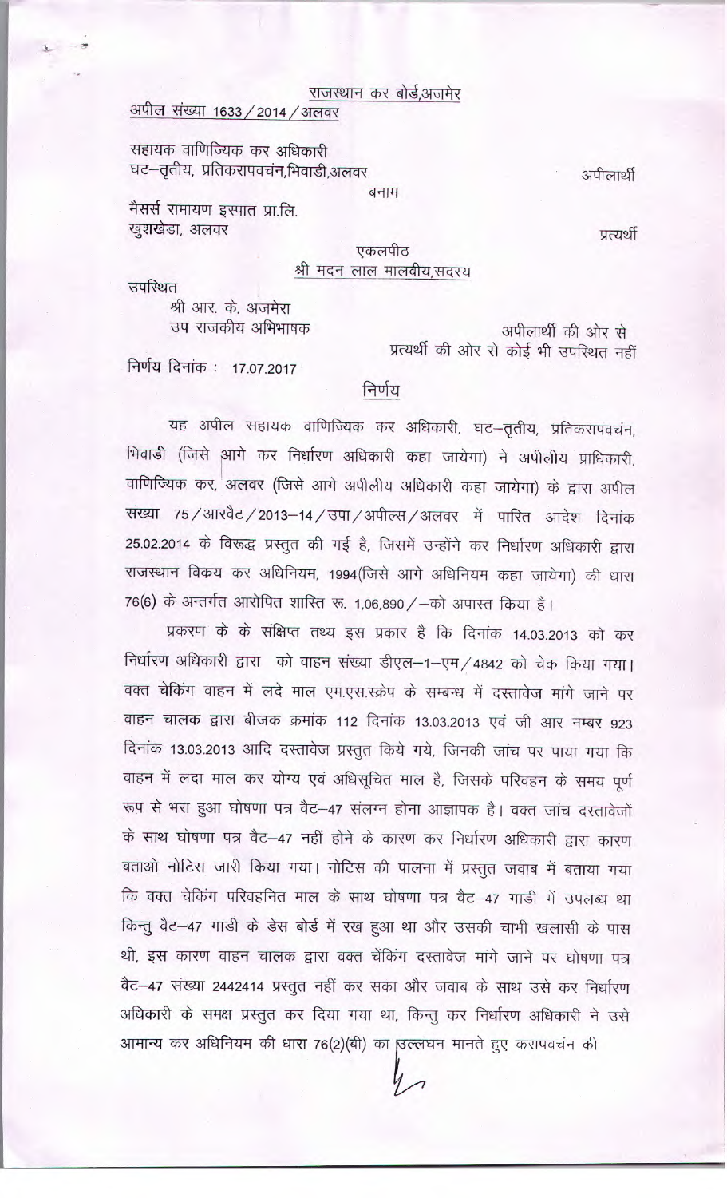राजस्थान कर बोर्ड,अजमेर

अपील संख्या 1633/2014/अलवर

सहायक वाणिज्यिक कर अधिकारी
घट–तृतीय, प्रतिकरापवचंन,भिवाडी,अलवर

अपीलार्थी

बनाम

मैसर्स रामायण इस्पात प्रा.लि.
खुशखेडा, अलवर

प्रत्यर्थी

एकलपीठ
श्री मदन लाल मालवीय,सदस्य

उपस्थित

श्री आर. के. अजमेरा
उप राजकीय अभिभाषक — अपीलार्थी की ओर से

प्रत्यर्थी की ओर से कोई भी उपस्थित नहीं

निर्णय दिनांक : 17.07.2017

## निर्णय

यह अपील सहायक वाणिज्यिक कर अधिकारी, घट–तृतीय, प्रतिकरापवचंन, भिवाडी (जिसे आगे कर निर्धारण अधिकारी कहा जायेगा) ने अपीलीय प्राधिकारी, वाणिज्यिक कर, अलवर (जिसे आगे अपीलीय अधिकारी कहा जायेगा) के द्वारा अपील संख्या 75/आरवैट/2013–14/उपा/अपील्स/अलवर में पारित आदेश दिनांक 25.02.2014 के विरूद्ध प्रस्तुत की गई है, जिसमें उन्होंने कर निर्धारण अधिकारी द्वारा राजस्थान विक्रय कर अधिनियम, 1994(जिसे आगे अधिनियम कहा जायेगा) की धारा 76(6) के अन्तर्गत आरोपित शास्ति रू. 1,06,890/–को अपास्त किया है।

प्रकरण के के संक्षिप्त तथ्य इस प्रकार है कि दिनांक 14.03.2013 को कर निर्धारण अधिकारी द्वारा को वाहन संख्या डीएल–1–एम/4842 को चेक किया गया। वक्त चेकिंग वाहन में लदे माल एम.एस.स्क्रेप के सम्बन्ध में दस्तावेज मांगे जाने पर वाहन चालक द्वारा बीजक क्रमांक 112 दिनांक 13.03.2013 एवं जी आर नम्बर 923 दिनांक 13.03.2013 आदि दस्तावेज प्रस्तुत किये गये, जिनकी जांच पर पाया गया कि वाहन में लदा माल कर योग्य एवं अधिसूचित माल है, जिसके परिवहन के समय पूर्ण रूप से भरा हुआ घोषणा पत्र वैट–47 संलग्न होना आज्ञापक है। वक्त जांच दस्तावेजों के साथ घोषणा पत्र वैट–47 नहीं होने के कारण कर निर्धारण अधिकारी द्वारा कारण बताओ नोटिस जारी किया गया। नोटिस की पालना में प्रस्तुत जवाब में बताया गया कि वक्त चेकिंग परिवहनित माल के साथ घोषणा पत्र वैट–47 गाडी में उपलब्ध था किन्तु वैट–47 गाडी के डेस बोर्ड में रख हुआ था और उसकी चाभी खलासी के पास थी, इस कारण वाहन चालक द्वारा वक्त चेंकिंग दस्तावेज मांगे जाने पर घोषणा पत्र वैट–47 संख्या 2442414 प्रस्तुत नहीं कर सका और जवाब के साथ उसे कर निर्धारण अधिकारी के समक्ष प्रस्तुत कर दिया गया था, किन्तु कर निर्धारण अधिकारी ने उसे आमान्य कर अधिनियम की धारा 76(2)(बी) का उल्लंघन मानते हुए करापवचंन की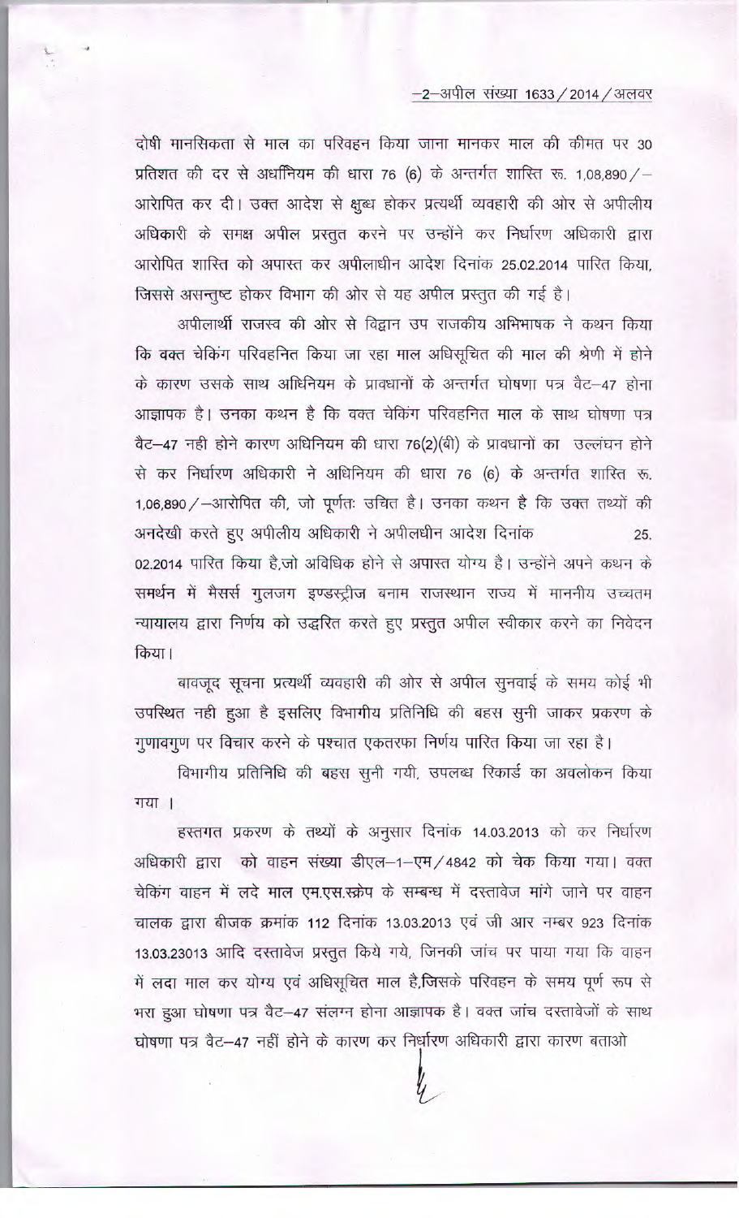दोषी मानसिकता से माल का परिवहन किया जाना मानकर माल की कीमत पर 30 प्रतिशत की दर से अधिनियम की धारा 76 (6) के अन्तर्गत शास्ति रू. 1,08,890/– आरोपित कर दी। उक्त आदेश से क्षुब्ध होकर प्रत्यर्थी व्यवहारी की ओर से अपीलीय अधिकारी के समक्ष अपील प्रस्तुत करने पर उन्होंने कर निर्धारण अधिकारी द्वारा आरोपित शास्ति को अपास्त कर अपीलाधीन आदेश दिनांक 25.02.2014 पारित किया, जिससे असन्तुष्ट होकर विभाग की ओर से यह अपील प्रस्तुत की गई है।

अपीलार्थी राजस्व की ओर से विद्वान उप राजकीय अभिभाषक ने कथन किया कि वक्त चेकिंग परिवहनित किया जा रहा माल अधिसूचित की माल की श्रेणी में होने के कारण उसके साथ अधिनियम के प्रावधानों के अन्तर्गत घोषणा पत्र वैट–47 होना आज्ञापक है। उनका कथन है कि वक्त चेकिंग परिवहनित माल के साथ घोषणा पत्र वैट–47 नही होने कारण अधिनियम की धारा 76(2)(बी) के प्रावधानों का उल्लंघन होने से कर निर्धारण अधिकारी ने अधिनियम की धारा 76 (6) के अन्तर्गत शास्ति रू. 1,06,890/–आरोपित की, जो पूर्णतः उचित है। उनका कथन है कि उक्त तथ्यों की अनदेखी करते हुए अपीलीय अधिकारी ने अपीलधीन आदेश दिनांक 25.02.2014 पारित किया है,जो अविधिक होने से अपास्त योग्य है। उन्होंने अपने कथन के समर्थन में मैसर्स गुलजग इण्डस्ट्रीज बनाम राजस्थान राज्य में माननीय उच्चतम न्यायालय द्वारा निर्णय को उद्धरित करते हुए प्रस्तुत अपील स्वीकार करने का निवेदन किया।

बावजूद सूचना प्रत्यर्थी व्यवहारी की ओर से अपील सुनवाई के समय कोई भी उपस्थित नही हुआ है इसलिए विभागीय प्रतिनिधि की बहस सुनी जाकर प्रकरण के गुणावगुण पर विचार करने के पश्चात एकतरफा निर्णय पारित किया जा रहा है।

विभागीय प्रतिनिधि की बहस सुनी गयी, उपलब्ध रिकार्ड का अवलोकन किया गया ।

हस्तगत प्रकरण के तथ्यों के अनुसार दिनांक 14.03.2013 को कर निर्धारण अधिकारी द्वारा को वाहन संख्या डीएल–1–एम/4842 को चेक किया गया। वक्त चेकिंग वाहन में लदे माल एम.एस.स्क्रेप के सम्बन्ध में दस्तावेज मांगे जाने पर वाहन चालक द्वारा बीजक क्रमांक 112 दिनांक 13.03.2013 एवं जी आर नम्बर 923 दिनांक 13.03.23013 आदि दस्तावेज प्रस्तुत किये गये, जिनकी जांच पर पाया गया कि वाहन में लदा माल कर योग्य एवं अधिसूचित माल है,जिसके परिवहन के समय पूर्ण रूप से भरा हुआ घोषणा पत्र वैट–47 संलग्न होना आज्ञापक है। वक्त जांच दस्तावेजों के साथ घोषणा पत्र वैट–47 नहीं होने के कारण कर निर्धारण अधिकारी द्वारा कारण बताओ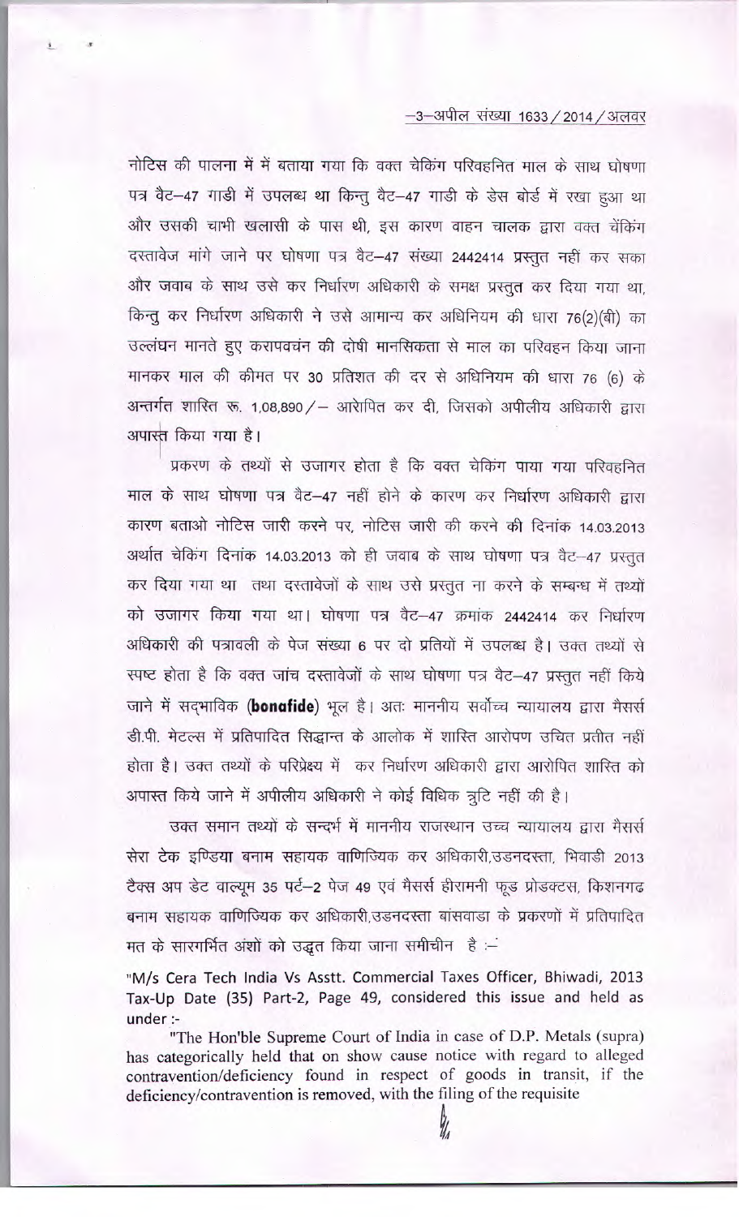नोटिस की पालना में में बताया गया कि वक्त चेकिंग परिवहनित माल के साथ घोषणा पत्र वैट–47 गाडी में उपलब्ध था किन्तु वैट–47 गाडी के डेस बोर्ड में रखा हुआ था और उसकी चाभी खलासी के पास थी, इस कारण वाहन चालक द्वारा वक्त चेंकिंग दस्तावेज मांगे जाने पर घोषणा पत्र वैट–47 संख्या 2442414 प्रस्तुत नहीं कर सका और जवाब के साथ उसे कर निर्धारण अधिकारी के समक्ष प्रस्तुत कर दिया गया था, किन्तु कर निर्धारण अधिकारी ने उसे आमान्य कर अधिनियम की धारा 76(2)(बी) का उल्लंघन मानते हुए करापवचंन की दोषी मानसिकता से माल का परिवहन किया जाना मानकर माल की कीमत पर 30 प्रतिशत की दर से अधिनियम की धारा 76 (6) के अन्तर्गत शास्ति रू. 1,08,890/– आरोपित कर दी, जिसको अपीलीय अधिकारी द्वारा अपास्त किया गया है।

प्रकरण के तथ्यों से उजागर होता है कि वक्त चेकिंग पाया गया परिवहनित माल के साथ घोषणा पत्र वैट–47 नहीं होने के कारण कर निर्धारण अधिकारी द्वारा कारण बताओ नोटिस जारी करने पर, नोटिस जारी की करने की दिनांक 14.03.2013 अर्थात चेकिंग दिनांक 14.03.2013 को ही जवाब के साथ घोषणा पत्र वैट–47 प्रस्तुत कर दिया गया था तथा दस्तावेजों के साथ उसे प्रस्तुत ना करने के सम्बन्ध में तथ्यों को उजागर किया गया था। घोषणा पत्र वैट–47 क्रमांक 2442414 कर निर्धारण अधिकारी की पत्रावली के पेज संख्या 6 पर दो प्रतियों में उपलब्ध है। उक्त तथ्यों से स्पष्ट होता है कि वक्त जांच दस्तावेजों के साथ घोषणा पत्र वैट–47 प्रस्तुत नहीं किये जाने में सद्भाविक (**bonafide**) भूल है। अतः माननीय सर्वोच्च न्यायालय द्वारा मैसर्स डी.पी. मेटल्स में प्रतिपादित सिद्धान्त के आलोक में शास्ति आरोपण उचित प्रतीत नहीं होता है। उक्त तथ्यों के परिप्रेक्ष्य में कर निर्धारण अधिकारी द्वारा आरोपित शास्ति को अपास्त किये जाने में अपीलीय अधिकारी ने कोई विधिक त्रुटि नहीं की है।

उक्त समान तथ्यों के सन्दर्भ में माननीय राजस्थान उच्च न्यायालय द्वारा मैसर्स सेरा टेक इण्डिया बनाम सहायक वाणिज्यिक कर अधिकारी,उडनदस्ता, भिवाडी 2013 टैक्स अप डेट वाल्यूम 35 पर्ट–2 पेज 49 एवं मैसर्स हीरामनी फूड प्रोडक्टस, किशनगढ बनाम सहायक वाणिज्यिक कर अधिकारी,उडनदस्ता बांसवाडा के प्रकरणों में प्रतिपादित मत के सारगर्भित अंशों को उद्धृत किया जाना समीचीन है :–

"M/s Cera Tech India Vs Asstt. Commercial Taxes Officer, Bhiwadi, 2013 Tax-Up Date (35) Part-2, Page 49, considered this issue and held as under :-

"The Hon'ble Supreme Court of India in case of D.P. Metals (supra) has categorically held that on show cause notice with regard to alleged contravention/deficiency found in respect of goods in transit, if the deficiency/contravention is removed, with the filing of the requisite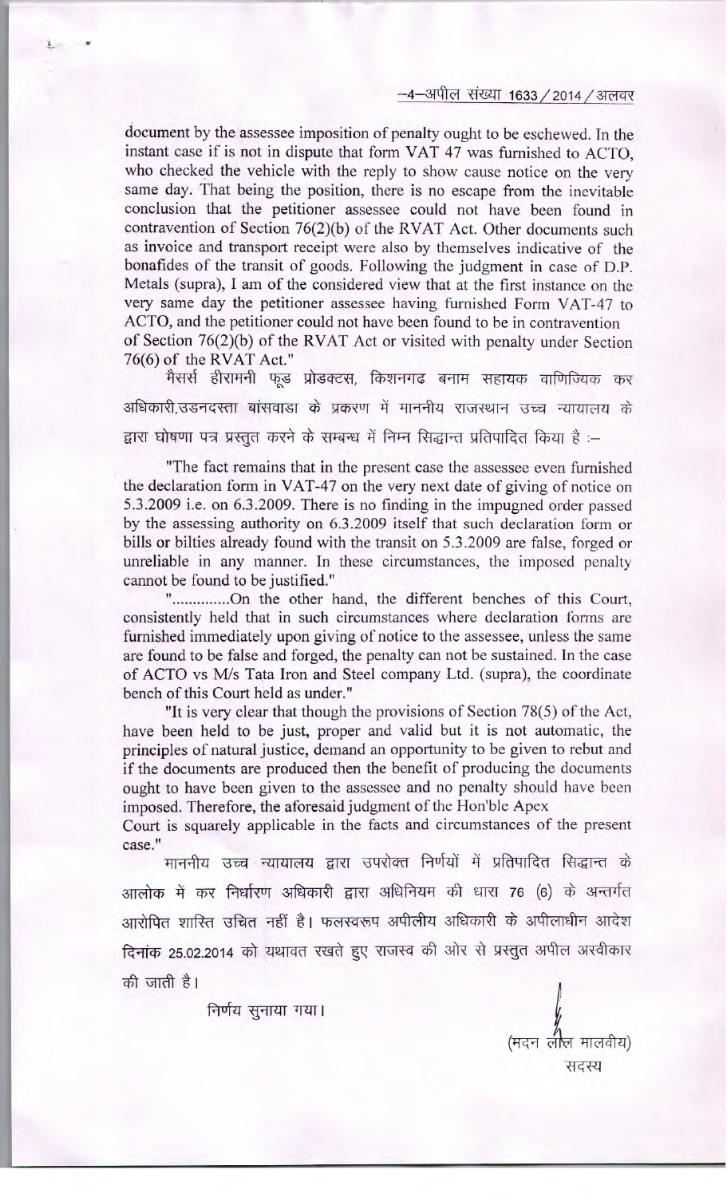document by the assessee imposition of penalty ought to be eschewed. In the instant case if is not in dispute that form VAT 47 was furnished to ACTO, who checked the vehicle with the reply to show cause notice on the very same day. That being the position, there is no escape from the inevitable conclusion that the petitioner assessee could not have been found in contravention of Section 76(2)(b) of the RVAT Act. Other documents such as invoice and transport receipt were also by themselves indicative of the bonafides of the transit of goods. Following the judgment in case of D.P. Metals (supra), I am of the considered view that at the first instance on the very same day the petitioner assessee having furnished Form VAT-47 to ACTO, and the petitioner could not have been found to be in contravention of Section 76(2)(b) of the RVAT Act or visited with penalty under Section 76(6) of the RVAT Act."

मैसर्स हीरामनी फूड प्रोडक्टस, किशनगढ बनाम सहायक वाणिज्यिक कर अधिकारी,उडनदस्ता बांसवाडा के प्रकरण में माननीय राजस्थान उच्च न्यायालय के द्वारा घोषणा पत्र प्रस्तुत करने के सम्बन्ध में निम्न सिद्धान्त प्रतिपादित किया है :–

"The fact remains that in the present case the assessee even furnished the declaration form in VAT-47 on the very next date of giving of notice on 5.3.2009 i.e. on 6.3.2009. There is no finding in the impugned order passed by the assessing authority on 6.3.2009 itself that such declaration form or bills or bilties already found with the transit on 5.3.2009 are false, forged or unreliable in any manner. In these circumstances, the imposed penalty cannot be found to be justified."

"..............On the other hand, the different benches of this Court, consistently held that in such circumstances where declaration forms are furnished immediately upon giving of notice to the assessee, unless the same are found to be false and forged, the penalty can not be sustained. In the case of ACTO vs M/s Tata Iron and Steel company Ltd. (supra), the coordinate bench of this Court held as under."

"It is very clear that though the provisions of Section 78(5) of the Act, have been held to be just, proper and valid but it is not automatic, the principles of natural justice, demand an opportunity to be given to rebut and if the documents are produced then the benefit of producing the documents ought to have been given to the assessee and no penalty should have been imposed. Therefore, the aforesaid judgment of the Hon'ble Apex Court is squarely applicable in the facts and circumstances of the present case."

माननीय उच्च न्यायालय द्वारा उपरोक्त निर्णयों में प्रतिपादित सिद्धान्त के आलोक में कर निर्धारण अधिकारी द्वारा अधिनियम की धारा 76 (6) के अन्तर्गत आरोपित शास्ति उचित नहीं है। फलस्वरूप अपीलीय अधिकारी के अपीलाधीन आदेश दिनांक 25.02.2014 को यथावत रखते हुए राजस्व की ओर से प्रस्तुत अपील अस्वीकार की जाती है।

निर्णय सुनाया गया।

(मदन लाल मालवीय)
सदस्य